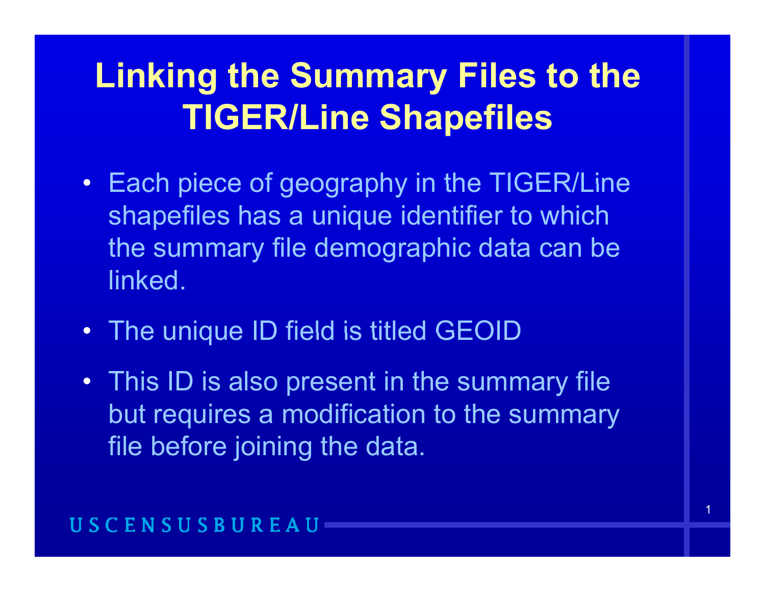# Linking the Summary Files to the TIGER/Line Shapefiles

- Each piece of geography in the TIGER/Line shapefiles has a unique identifier to which the summary file demographic data can be linked.
- The unique ID field is titled GEOID
- This ID is also present in the summary file but requires a modification to the summary file before joining the data.

USCENSUSBUREAU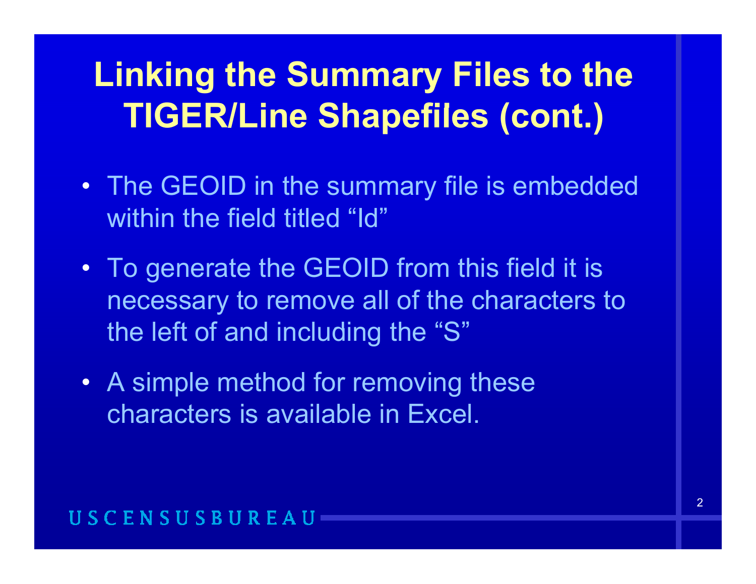# Linking the Summary Files to the TIGER/Line Shapefiles (cont.)

- The GEOID in the summary file is embedded within the field titled “Id”
- To generate the GEOID from this field it is necessary to remove all of the characters to the left of and including the “S”
- A simple method for removing these characters is available in Excel.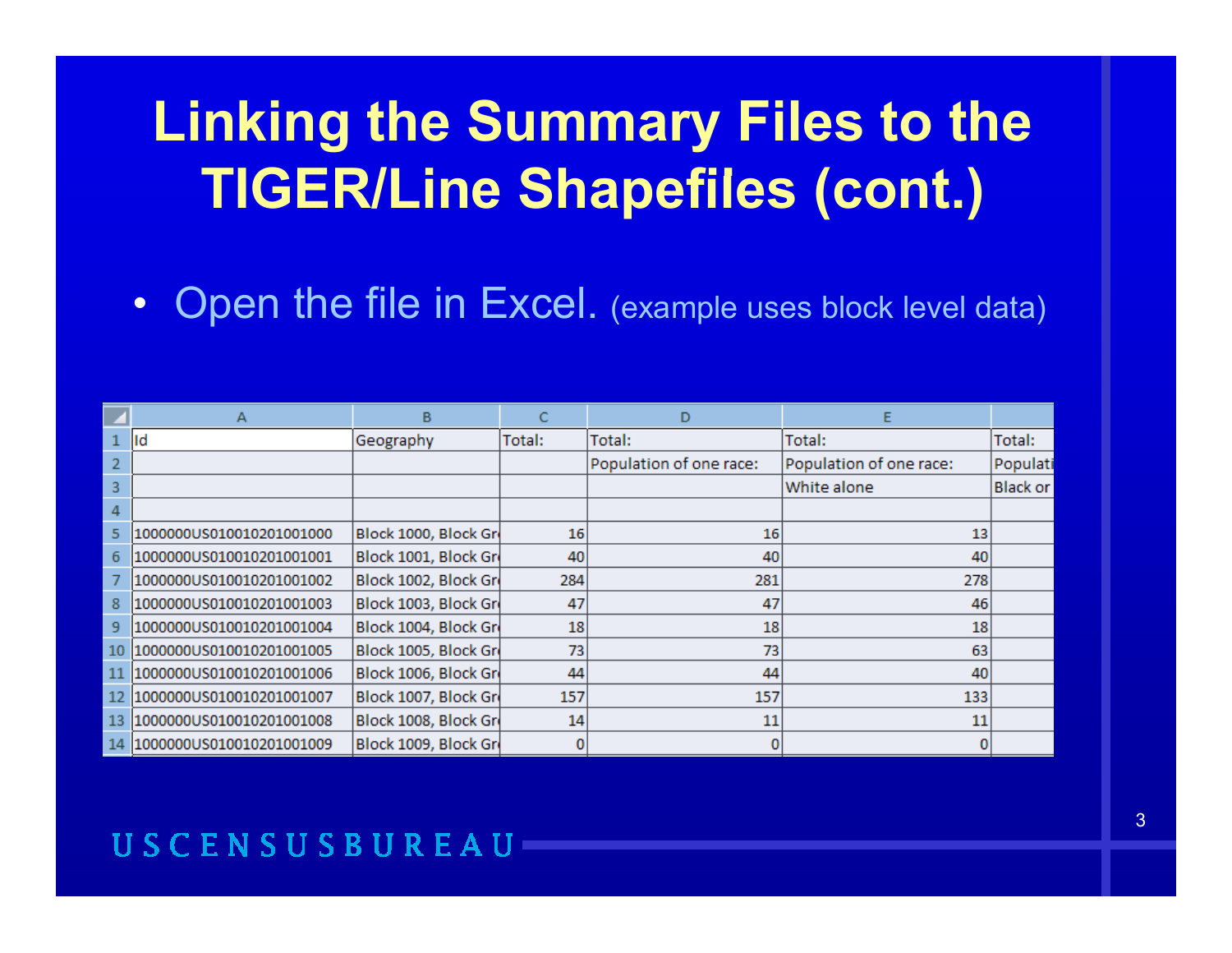# Linking the Summary Files to the TIGER/Line Shapefiles (cont.)

- Open the file in Excel. (example uses block level data)

| | A | B | C | D | E | |
|---|---|---|---|---|---|---|
| 1 | Id | Geography | Total: | Total: | Total: | Total: |
| 2 | | | | Population of one race: | Population of one race: | Populati |
| 3 | | | | | White alone | Black or |
| 4 | | | | | | |
| 5 | 1000000US010010201001000 | Block 1000, Block Gr | 16 | 16 | 13 | |
| 6 | 1000000US010010201001001 | Block 1001, Block Gr | 40 | 40 | 40 | |
| 7 | 1000000US010010201001002 | Block 1002, Block Gr | 284 | 281 | 278 | |
| 8 | 1000000US010010201001003 | Block 1003, Block Gr | 47 | 47 | 46 | |
| 9 | 1000000US010010201001004 | Block 1004, Block Gr | 18 | 18 | 18 | |
| 10 | 1000000US010010201001005 | Block 1005, Block Gr | 73 | 73 | 63 | |
| 11 | 1000000US010010201001006 | Block 1006, Block Gr | 44 | 44 | 40 | |
| 12 | 1000000US010010201001007 | Block 1007, Block Gr | 157 | 157 | 133 | |
| 13 | 1000000US010010201001008 | Block 1008, Block Gr | 14 | 11 | 11 | |
| 14 | 1000000US010010201001009 | Block 1009, Block Gr | 0 | 0 | 0 | |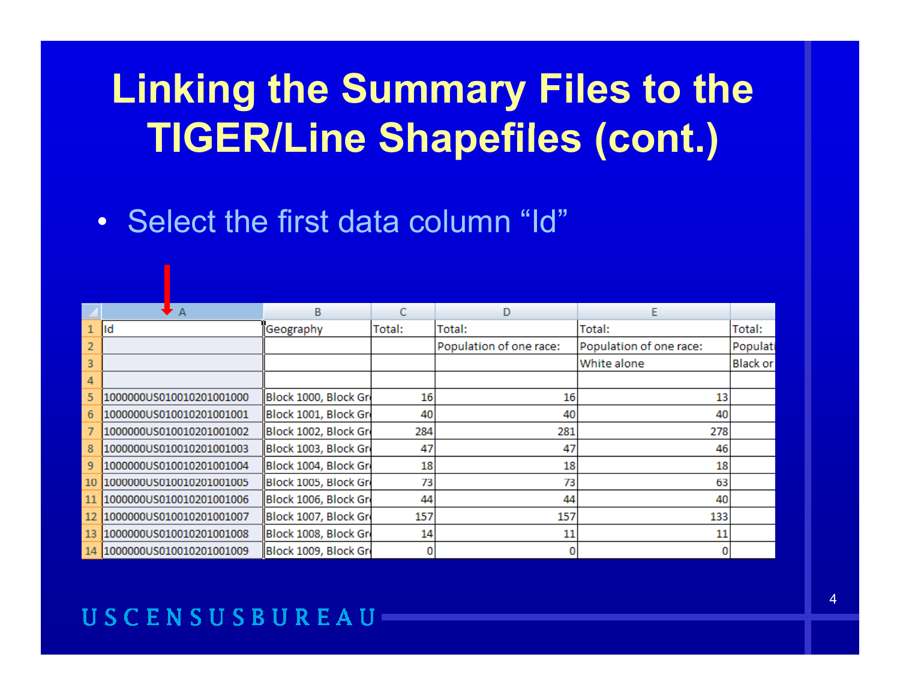# Linking the Summary Files to the TIGER/Line Shapefiles (cont.)

- Select the first data column "Id"

| | A | B | C | D | E | |
|---|---|---|---|---|---|---|
| 1 | Id | Geography | Total: | Total: | Total: | Total: |
| 2 | | | | Population of one race: | Population of one race: | Populati |
| 3 | | | | | White alone | Black or |
| 4 | | | | | | |
| 5 | 1000000US010010201001000 | Block 1000, Block Gr | 16 | 16 | 13 | |
| 6 | 1000000US010010201001001 | Block 1001, Block Gr | 40 | 40 | 40 | |
| 7 | 1000000US010010201001002 | Block 1002, Block Gr | 284 | 281 | 278 | |
| 8 | 1000000US010010201001003 | Block 1003, Block Gr | 47 | 47 | 46 | |
| 9 | 1000000US010010201001004 | Block 1004, Block Gr | 18 | 18 | 18 | |
| 10 | 1000000US010010201001005 | Block 1005, Block Gr | 73 | 73 | 63 | |
| 11 | 1000000US010010201001006 | Block 1006, Block Gr | 44 | 44 | 40 | |
| 12 | 1000000US010010201001007 | Block 1007, Block Gr | 157 | 157 | 133 | |
| 13 | 1000000US010010201001008 | Block 1008, Block Gr | 14 | 11 | 11 | |
| 14 | 1000000US010010201001009 | Block 1009, Block Gr | 0 | 0 | 0 | |

USCENSUSBUREAU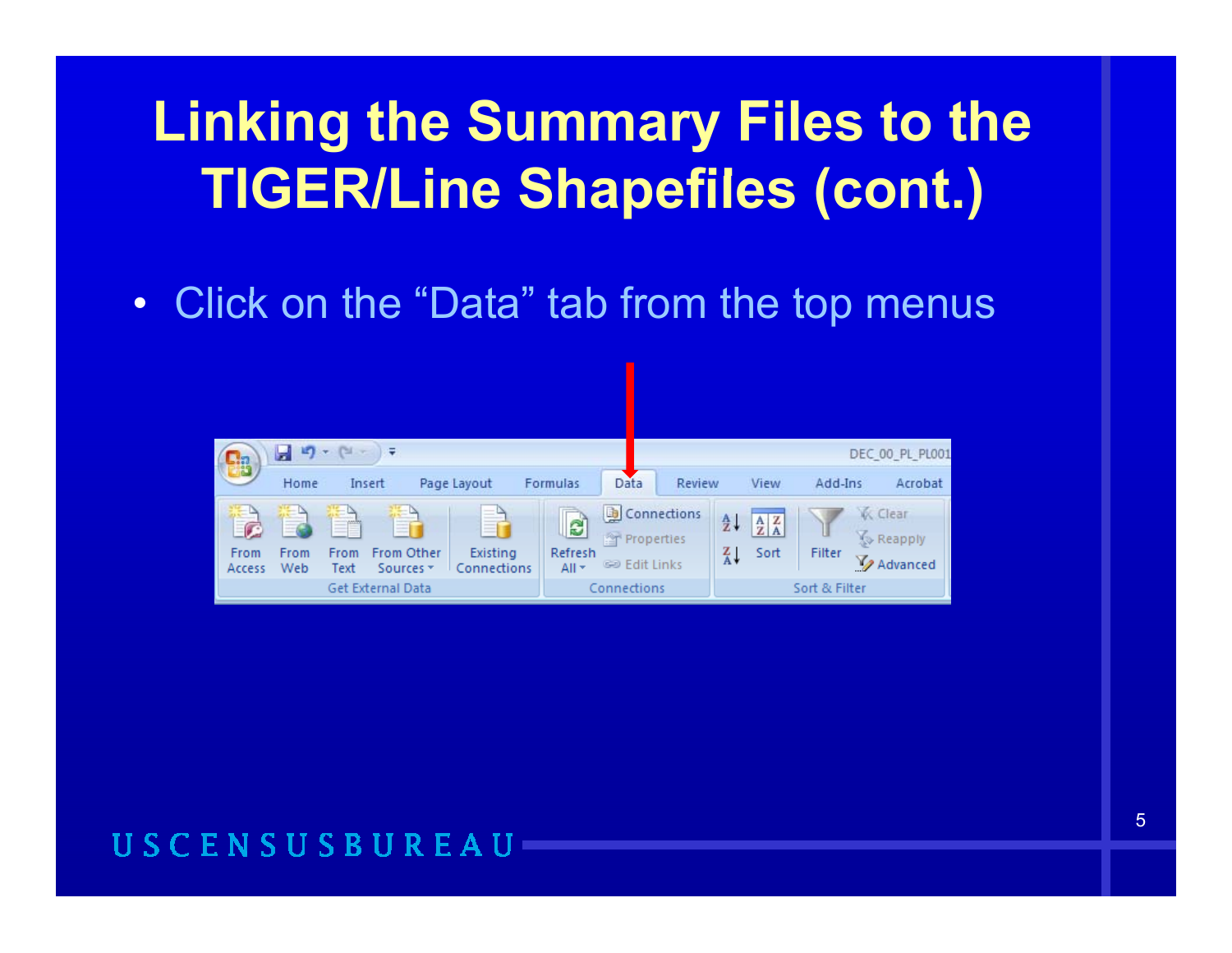# Linking the Summary Files to the TIGER/Line Shapefiles (cont.)

- Click on the "Data" tab from the top menus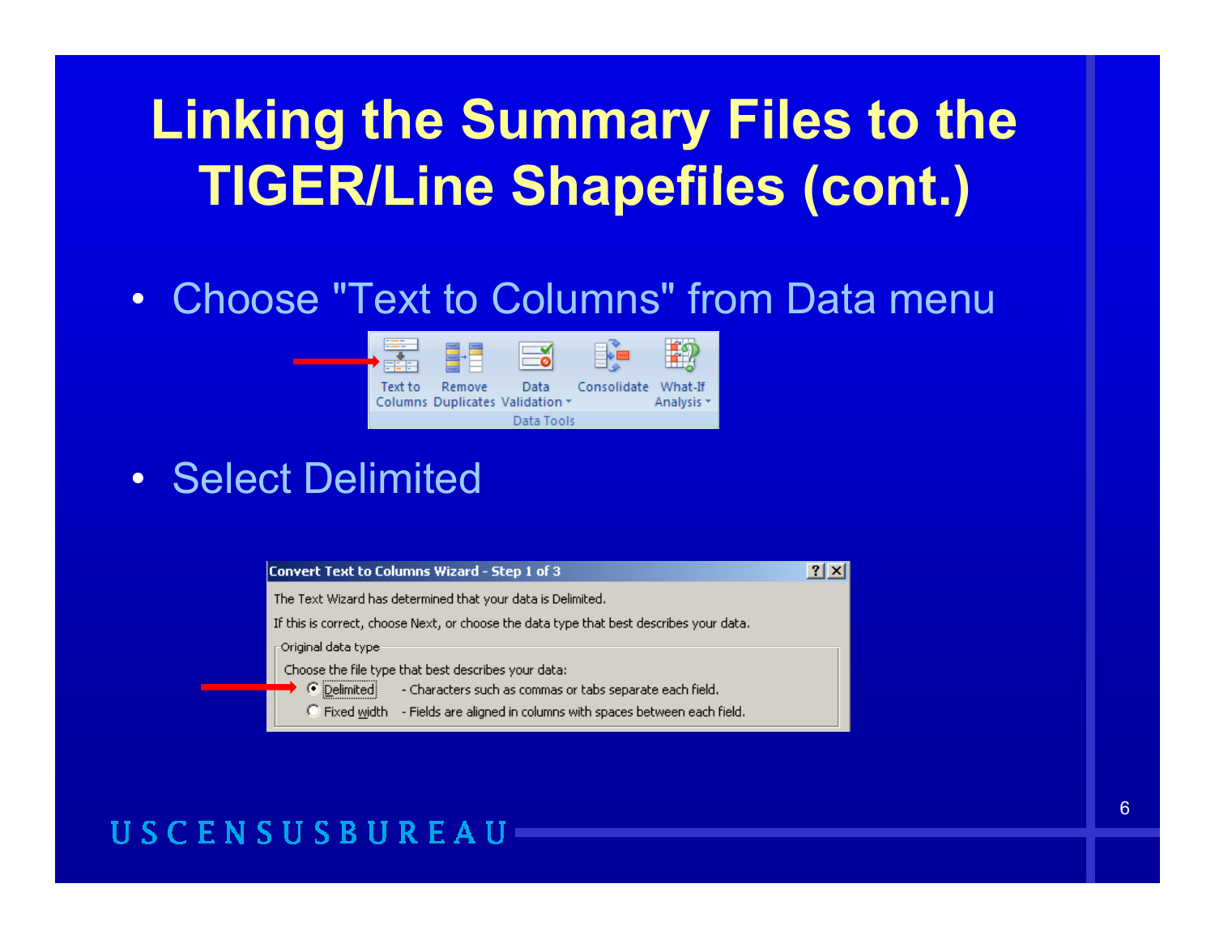# Linking the Summary Files to the TIGER/Line Shapefiles (cont.)

- Choose "Text to Columns" from Data menu

- Select Delimited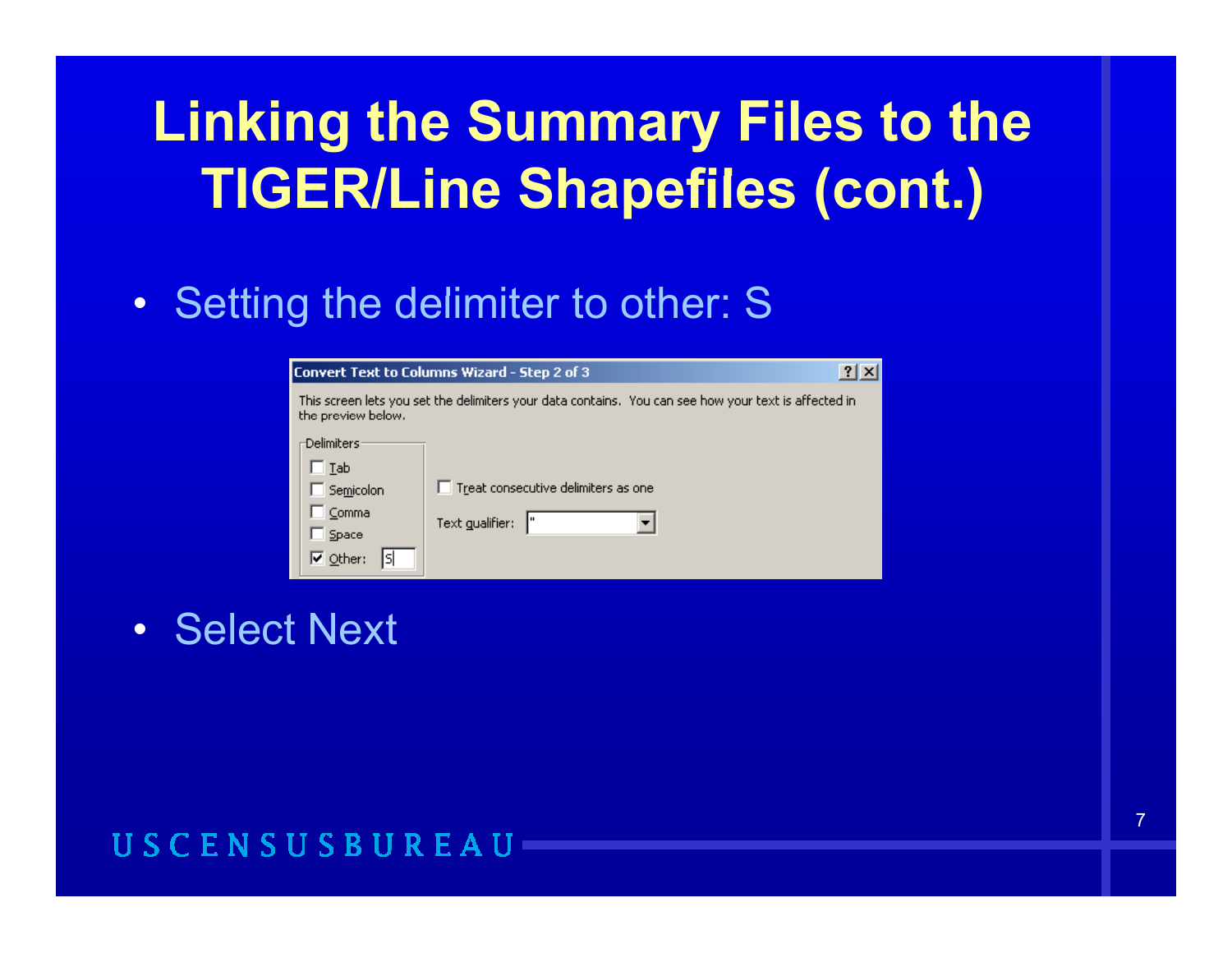# Linking the Summary Files to the TIGER/Line Shapefiles (cont.)

- Setting the delimiter to other: S

**Convert Text to Columns Wizard - Step 2 of 3**

This screen lets you set the delimiters your data contains. You can see how your text is affected in the preview below.

Delimiters

- [ ] Tab
- [ ] Semicolon
- [ ] Comma
- [ ] Space
- [x] Other: S

- [ ] Treat consecutive delimiters as one

Text qualifier: "

- Select Next

USCENSUSBUREAU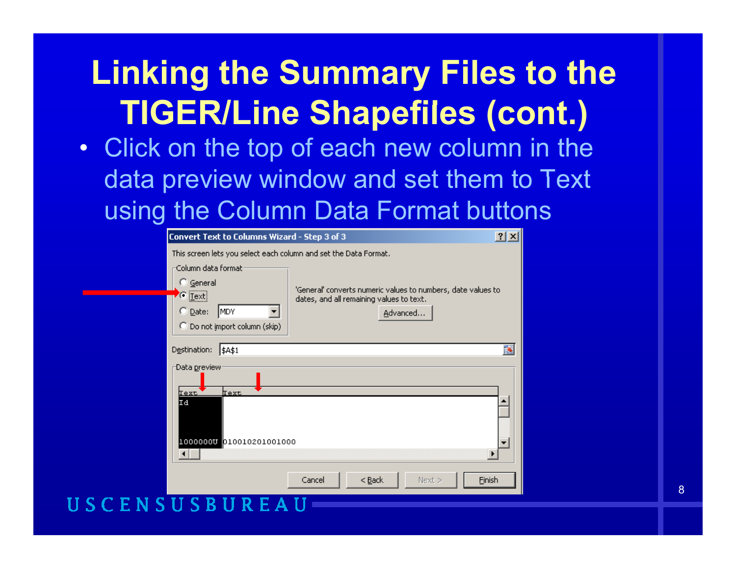# Linking the Summary Files to the TIGER/Line Shapefiles (cont.)

- Click on the top of each new column in the data preview window and set them to Text using the Column Data Format buttons

**Convert Text to Columns Wizard - Step 3 of 3**

This screen lets you select each column and set the Data Format.

Column data format
- General
- Text
- Date: MDY
- Do not import column (skip)

'General' converts numeric values to numbers, date values to dates, and all remaining values to text.

Advanced...

Destination: $A$1

Data preview

| Text | Text |
|---|---|
| Id | |
| 1000000U | 010010201001000 |

Cancel | < Back | Next > | Finish

USCENSUSBUREAU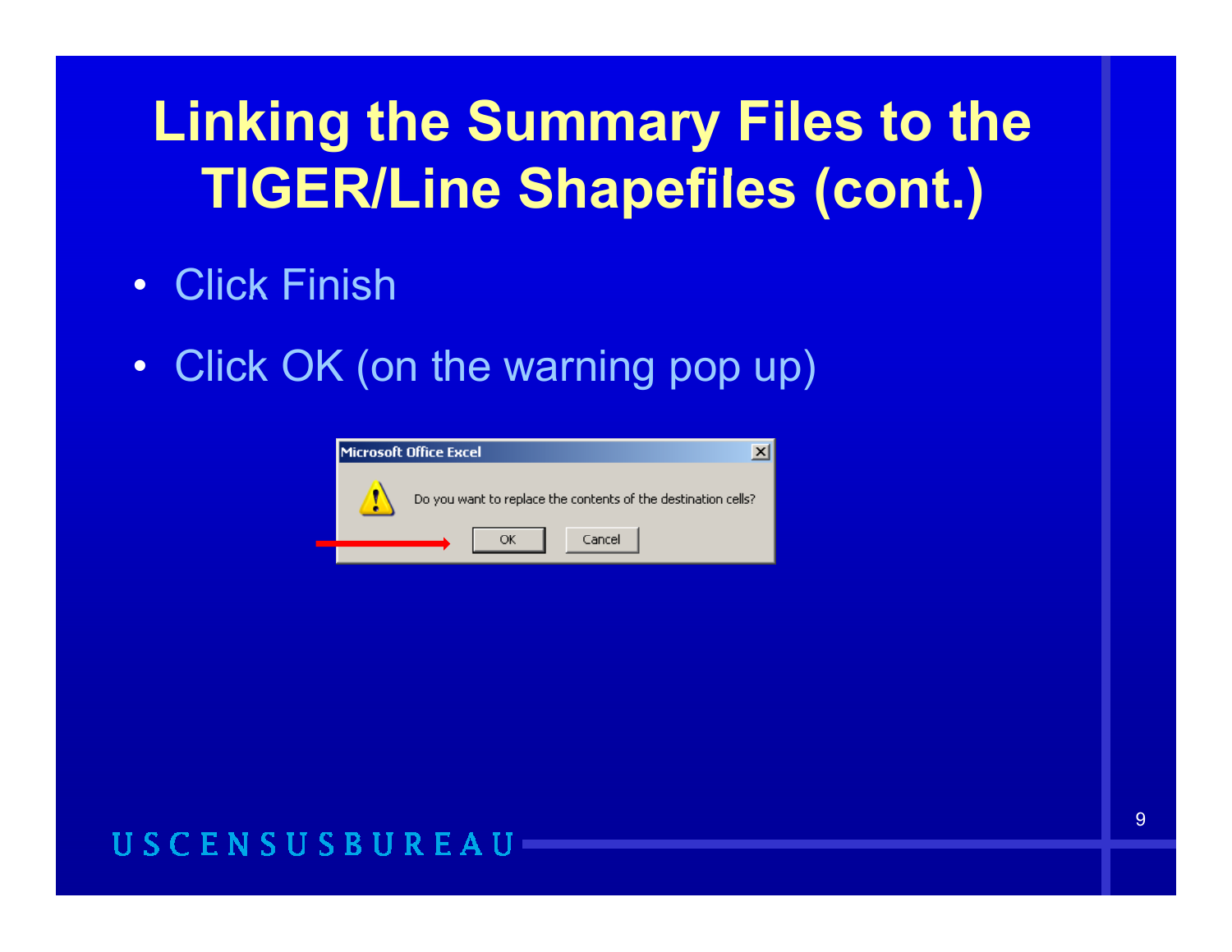# Linking the Summary Files to the TIGER/Line Shapefiles (cont.)

- Click Finish
- Click OK (on the warning pop up)

Microsoft Office Excel

Do you want to replace the contents of the destination cells?

OK Cancel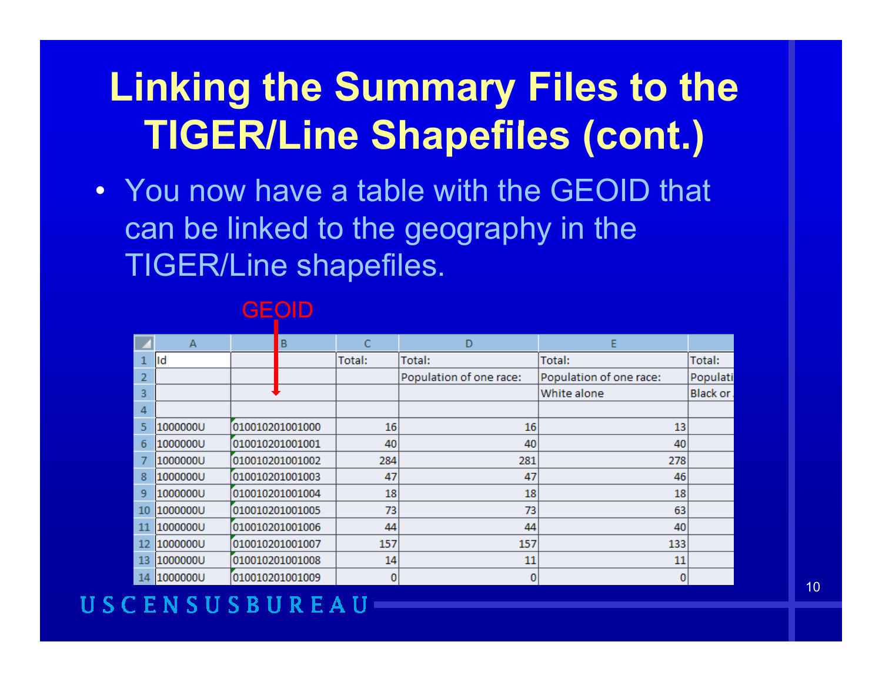# Linking the Summary Files to the TIGER/Line Shapefiles (cont.)

- You now have a table with the GEOID that can be linked to the geography in the TIGER/Line shapefiles.

GEOID

| | A | B | C | D | E | |
|---|---|---|---|---|---|---|
| 1 | Id | | Total: | Total: | Total: | Total: |
| 2 | | | | Population of one race: | Population of one race: | Populati |
| 3 | | | | | White alone | Black or |
| 4 | | | | | | |
| 5 | 1000000U | 010010201001000 | 16 | 16 | 13 | |
| 6 | 1000000U | 010010201001001 | 40 | 40 | 40 | |
| 7 | 1000000U | 010010201001002 | 284 | 281 | 278 | |
| 8 | 1000000U | 010010201001003 | 47 | 47 | 46 | |
| 9 | 1000000U | 010010201001004 | 18 | 18 | 18 | |
| 10 | 1000000U | 010010201001005 | 73 | 73 | 63 | |
| 11 | 1000000U | 010010201001006 | 44 | 44 | 40 | |
| 12 | 1000000U | 010010201001007 | 157 | 157 | 133 | |
| 13 | 1000000U | 010010201001008 | 14 | 11 | 11 | |
| 14 | 1000000U | 010010201001009 | 0 | 0 | 0 | |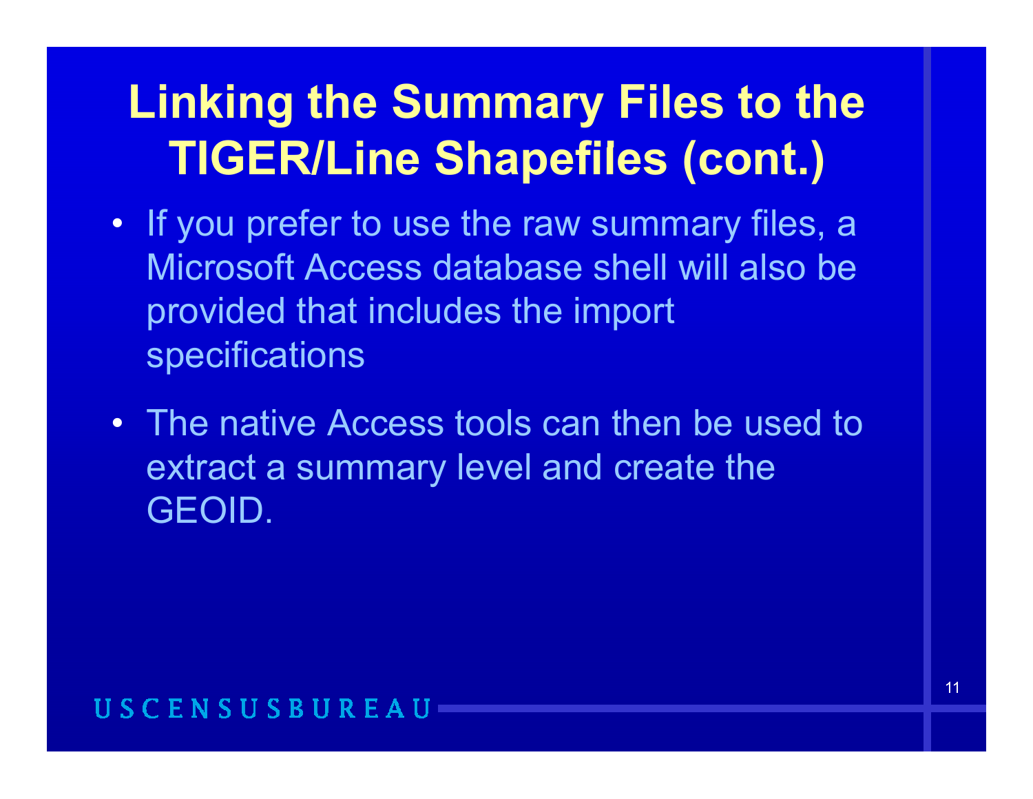# Linking the Summary Files to the TIGER/Line Shapefiles (cont.)

- If you prefer to use the raw summary files, a Microsoft Access database shell will also be provided that includes the import specifications
- The native Access tools can then be used to extract a summary level and create the GEOID.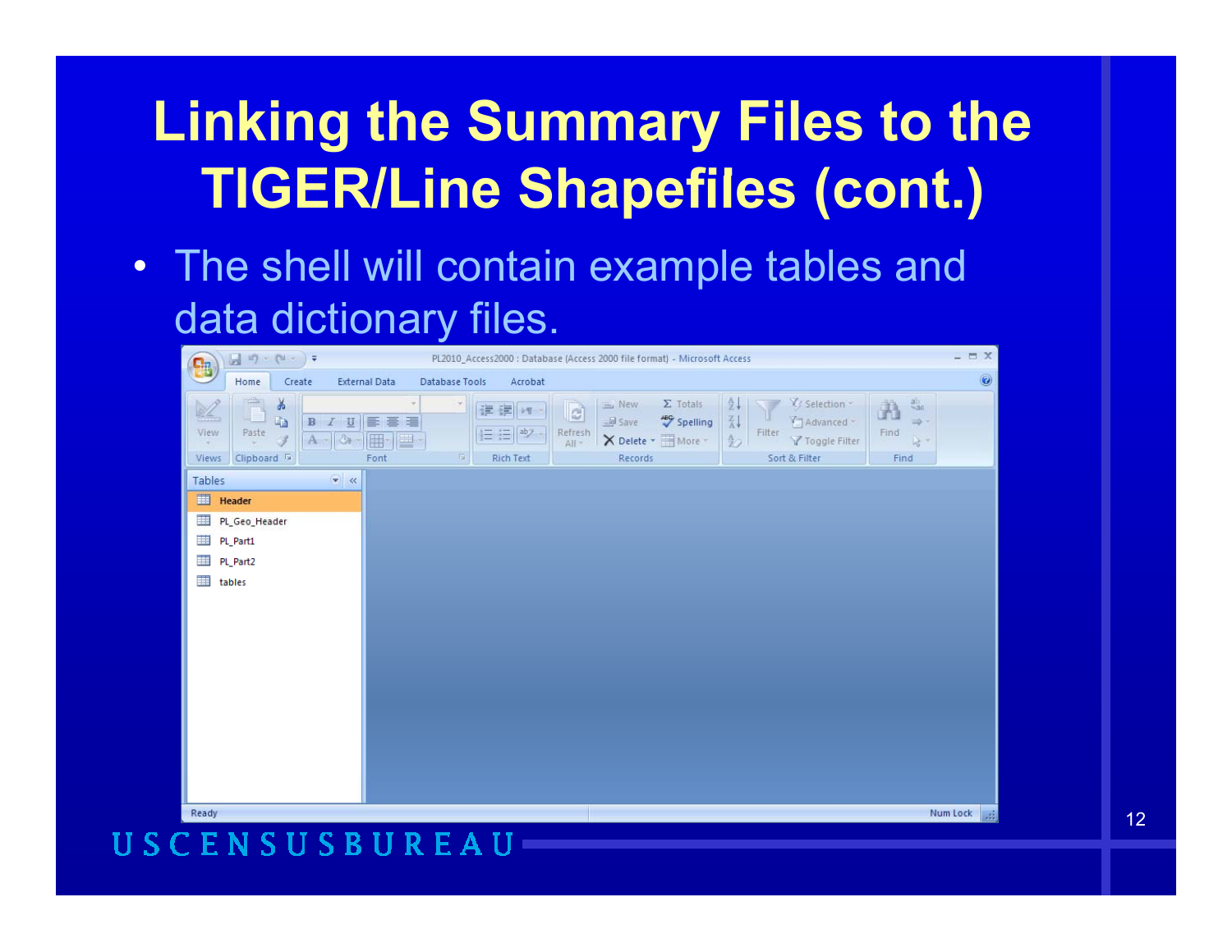# Linking the Summary Files to the TIGER/Line Shapefiles (cont.)

- The shell will contain example tables and data dictionary files.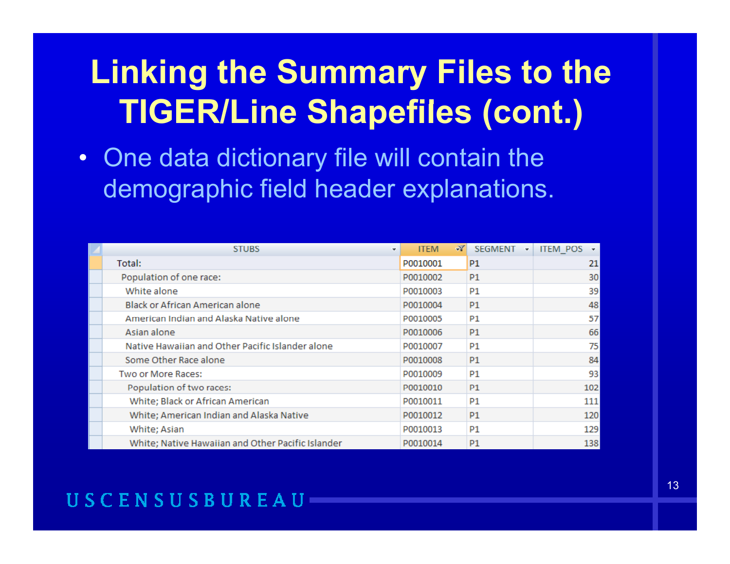# Linking the Summary Files to the TIGER/Line Shapefiles (cont.)

- One data dictionary file will contain the demographic field header explanations.

| STUBS | ITEM | SEGMENT | ITEM_POS |
|---|---|---|---|
| Total: | P0010001 | P1 | 21 |
| Population of one race: | P0010002 | P1 | 30 |
| White alone | P0010003 | P1 | 39 |
| Black or African American alone | P0010004 | P1 | 48 |
| American Indian and Alaska Native alone | P0010005 | P1 | 57 |
| Asian alone | P0010006 | P1 | 66 |
| Native Hawaiian and Other Pacific Islander alone | P0010007 | P1 | 75 |
| Some Other Race alone | P0010008 | P1 | 84 |
| Two or More Races: | P0010009 | P1 | 93 |
| Population of two races: | P0010010 | P1 | 102 |
| White; Black or African American | P0010011 | P1 | 111 |
| White; American Indian and Alaska Native | P0010012 | P1 | 120 |
| White; Asian | P0010013 | P1 | 129 |
| White; Native Hawaiian and Other Pacific Islander | P0010014 | P1 | 138 |

USCENSUSBUREAU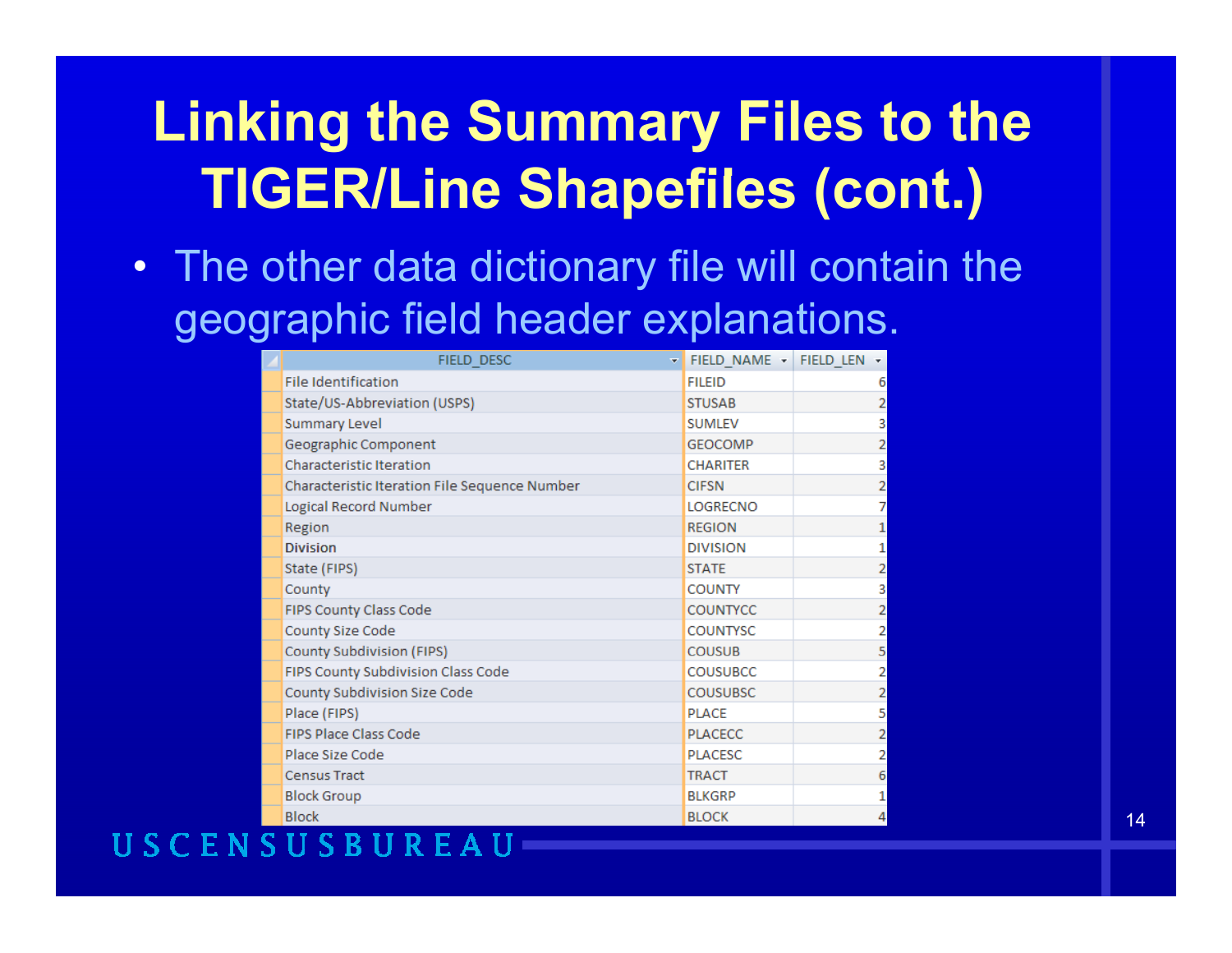# Linking the Summary Files to the TIGER/Line Shapefiles (cont.)

- The other data dictionary file will contain the geographic field header explanations.

| FIELD_DESC | FIELD_NAME | FIELD_LEN |
|---|---|---|
| File Identification | FILEID | 6 |
| State/US-Abbreviation (USPS) | STUSAB | 2 |
| Summary Level | SUMLEV | 3 |
| Geographic Component | GEOCOMP | 2 |
| Characteristic Iteration | CHARITER | 3 |
| Characteristic Iteration File Sequence Number | CIFSN | 2 |
| Logical Record Number | LOGRECNO | 7 |
| Region | REGION | 1 |
| Division | DIVISION | 1 |
| State (FIPS) | STATE | 2 |
| County | COUNTY | 3 |
| FIPS County Class Code | COUNTYCC | 2 |
| County Size Code | COUNTYSC | 2 |
| County Subdivision (FIPS) | COUSUB | 5 |
| FIPS County Subdivision Class Code | COUSUBCC | 2 |
| County Subdivision Size Code | COUSUBSC | 2 |
| Place (FIPS) | PLACE | 5 |
| FIPS Place Class Code | PLACECC | 2 |
| Place Size Code | PLACESC | 2 |
| Census Tract | TRACT | 6 |
| Block Group | BLKGRP | 1 |
| Block | BLOCK | 4 |

USCENSUSBUREAU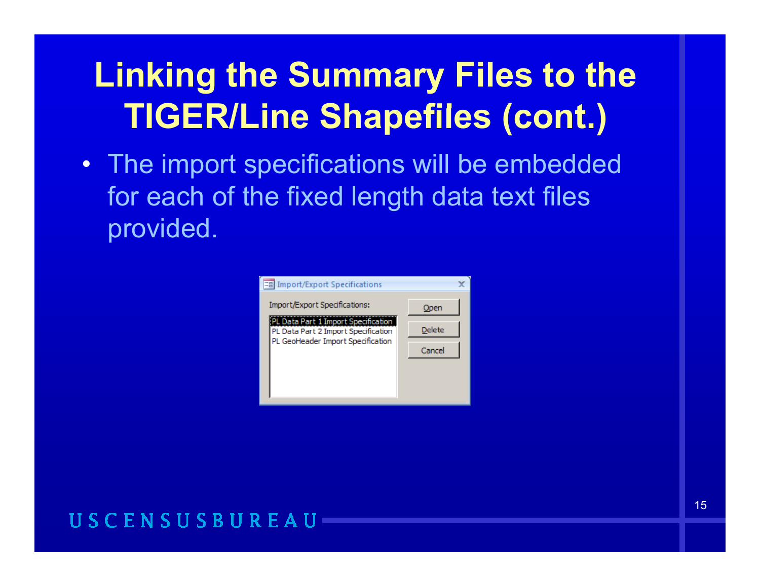# Linking the Summary Files to the TIGER/Line Shapefiles (cont.)

- The import specifications will be embedded for each of the fixed length data text files provided.

Import/Export Specifications

Import/Export Specifications:

- PL Data Part 1 Import Specification
- PL Data Part 2 Import Specification
- PL GeoHeader Import Specification

Open

Delete

Cancel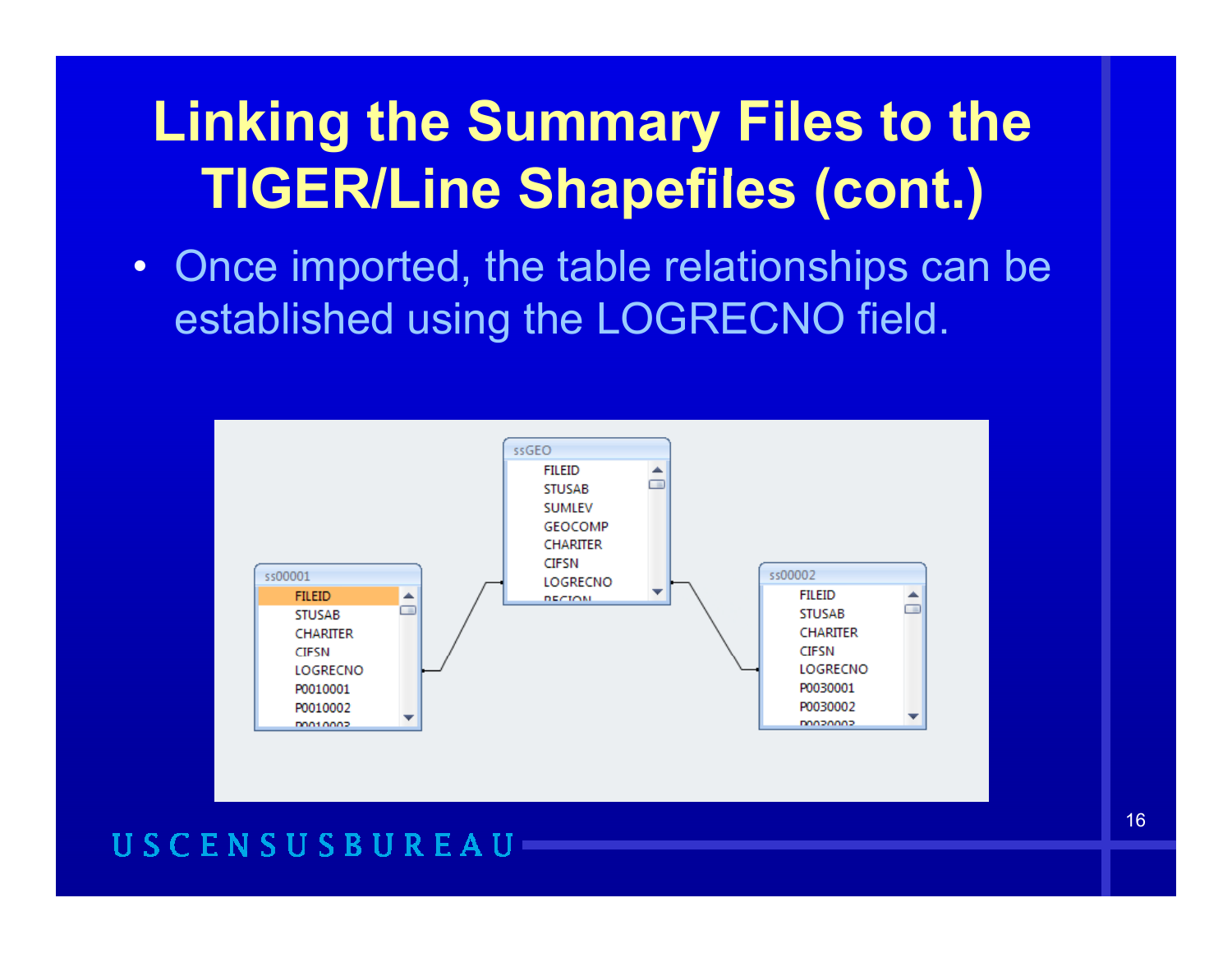# Linking the Summary Files to the TIGER/Line Shapefiles (cont.)

- Once imported, the table relationships can be established using the LOGRECNO field.

ss00001

FILEID
STUSAB
CHARITER
CIFSN
LOGRECNO
P0010001
P0010002

ssGEO

FILEID
STUSAB
SUMLEV
GEOCOMP
CHARITER
CIFSN
LOGRECNO

ss00002

FILEID
STUSAB
CHARITER
CIFSN
LOGRECNO
P0030001
P0030002

U S C E N S U S B U R E A U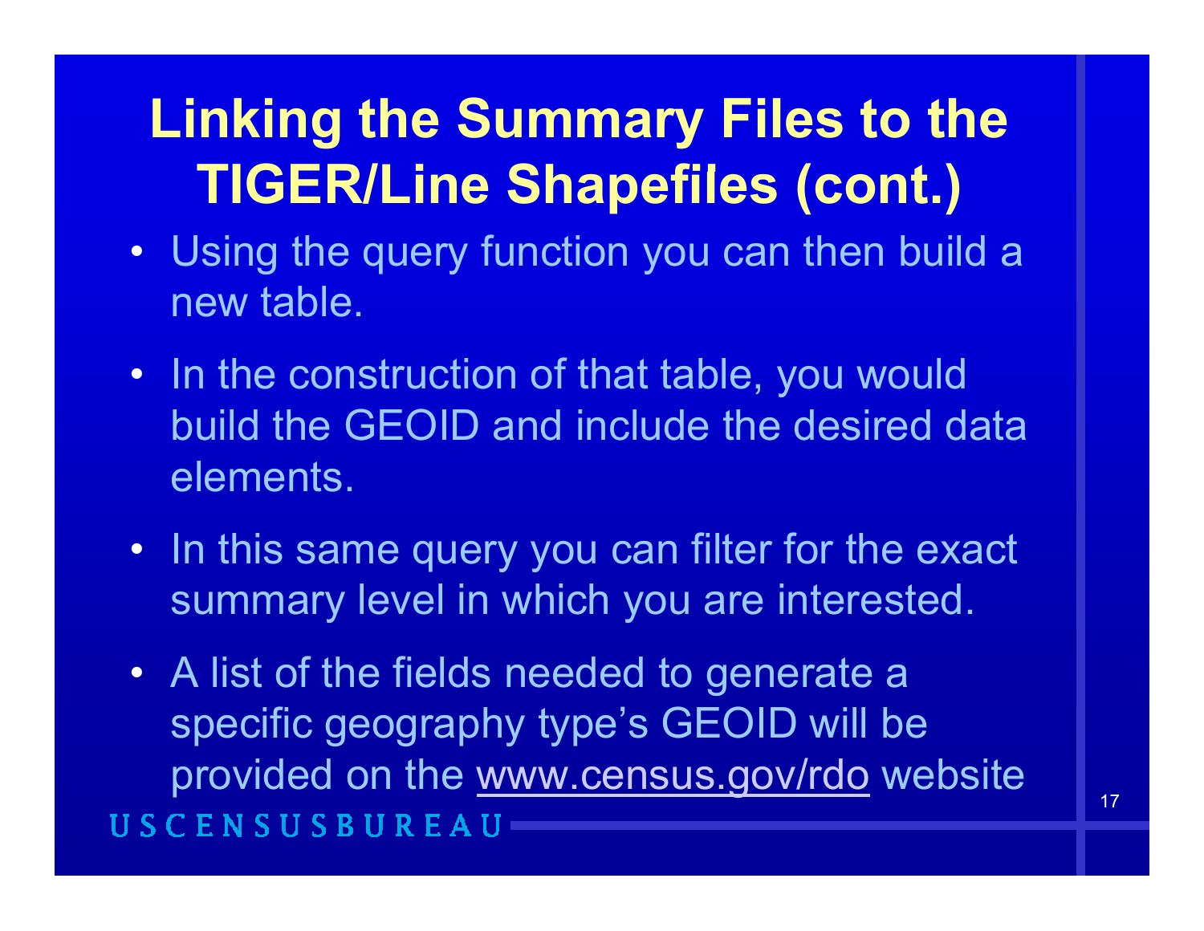# Linking the Summary Files to the TIGER/Line Shapefiles (cont.)

- Using the query function you can then build a new table.
- In the construction of that table, you would build the GEOID and include the desired data elements.
- In this same query you can filter for the exact summary level in which you are interested.
- A list of the fields needed to generate a specific geography type's GEOID will be provided on the www.census.gov/rdo website

USCENSUSBUREAU